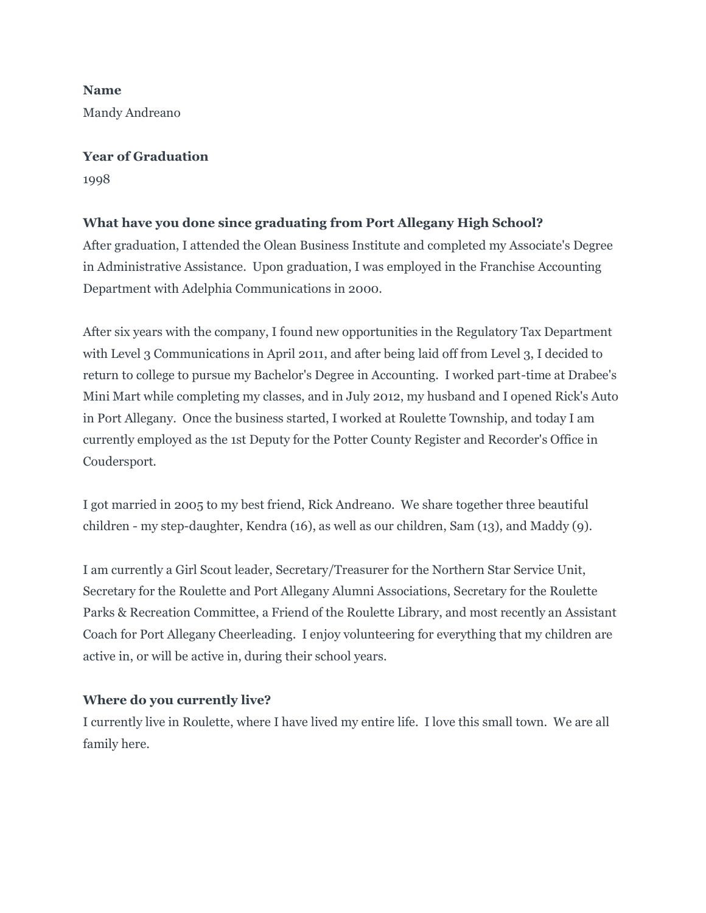**Name**

Mandy Andreano

**Year of Graduation**

1998

**What have you done since graduating from Port Allegany High School?**

After graduation, I attended the Olean Business Institute and completed my Associate's Degree in Administrative Assistance. Upon graduation, I was employed in the Franchise Accounting Department with Adelphia Communications in 2000.

After six years with the company, I found new opportunities in the Regulatory Tax Department with Level 3 Communications in April 2011, and after being laid off from Level 3, I decided to return to college to pursue my Bachelor's Degree in Accounting. I worked part-time at Drabee's Mini Mart while completing my classes, and in July 2012, my husband and I opened Rick's Auto in Port Allegany. Once the business started, I worked at Roulette Township, and today I am currently employed as the 1st Deputy for the Potter County Register and Recorder's Office in Coudersport.

I got married in 2005 to my best friend, Rick Andreano. We share together three beautiful children - my step-daughter, Kendra (16), as well as our children, Sam (13), and Maddy (9).

I am currently a Girl Scout leader, Secretary/Treasurer for the Northern Star Service Unit, Secretary for the Roulette and Port Allegany Alumni Associations, Secretary for the Roulette Parks & Recreation Committee, a Friend of the Roulette Library, and most recently an Assistant Coach for Port Allegany Cheerleading. I enjoy volunteering for everything that my children are active in, or will be active in, during their school years.

**Where do you currently live?**

I currently live in Roulette, where I have lived my entire life. I love this small town. We are all family here.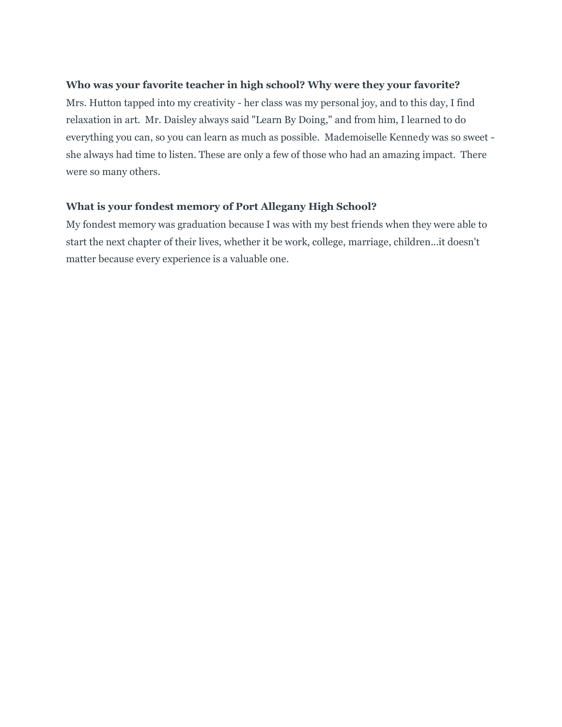**Who was your favorite teacher in high school? Why were they your favorite?**

Mrs. Hutton tapped into my creativity - her class was my personal joy, and to this day, I find relaxation in art. Mr. Daisley always said "Learn By Doing," and from him, I learned to do everything you can, so you can learn as much as possible. Mademoiselle Kennedy was so sweet - she always had time to listen. These are only a few of those who had an amazing impact. There were so many others.

**What is your fondest memory of Port Allegany High School?**

My fondest memory was graduation because I was with my best friends when they were able to start the next chapter of their lives, whether it be work, college, marriage, children...it doesn't matter because every experience is a valuable one.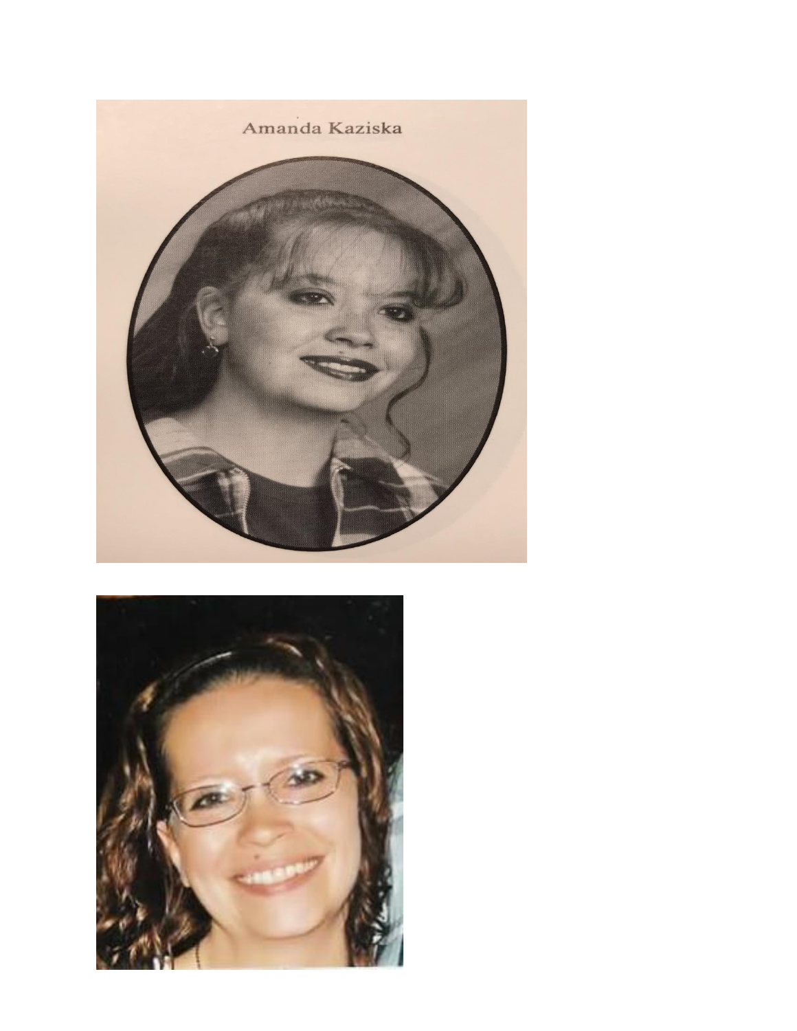Amanda Kaziska